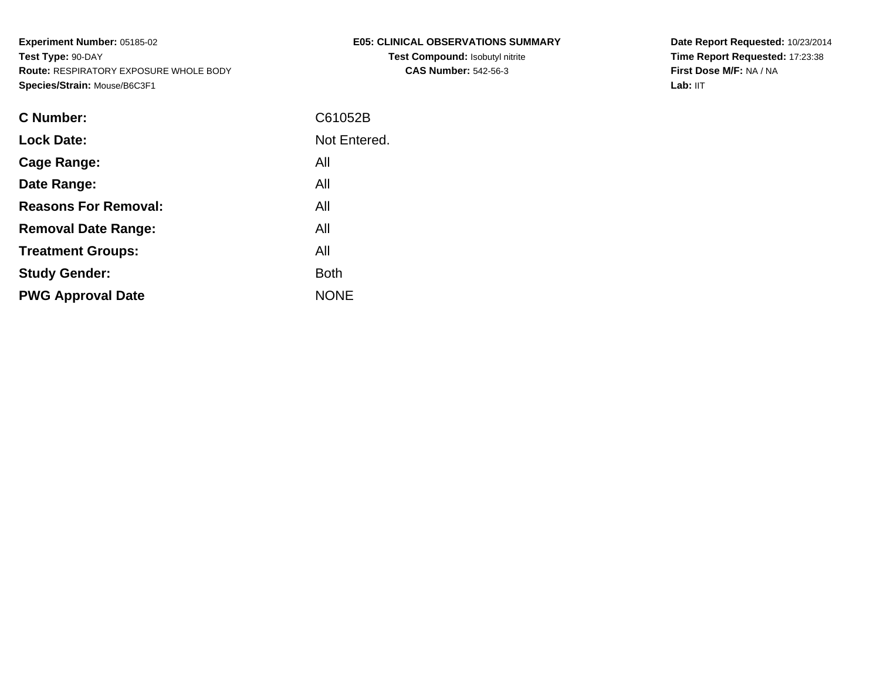**Experiment Number:** 05185-02
**Test Type:** 90-DAY
**Route:** RESPIRATORY EXPOSURE WHOLE BODY
**Species/Strain:** Mouse/B6C3F1

**E05: CLINICAL OBSERVATIONS SUMMARY**
**Test Compound:** Isobutyl nitrite
**CAS Number:** 542-56-3

**Date Report Requested:** 10/23/2014
**Time Report Requested:** 17:23:38
**First Dose M/F:** NA / NA
**Lab:** IIT

| | |
|---|---|
| **C Number:** | C61052B |
| **Lock Date:** | Not Entered. |
| **Cage Range:** | All |
| **Date Range:** | All |
| **Reasons For Removal:** | All |
| **Removal Date Range:** | All |
| **Treatment Groups:** | All |
| **Study Gender:** | Both |
| **PWG Approval Date** | NONE |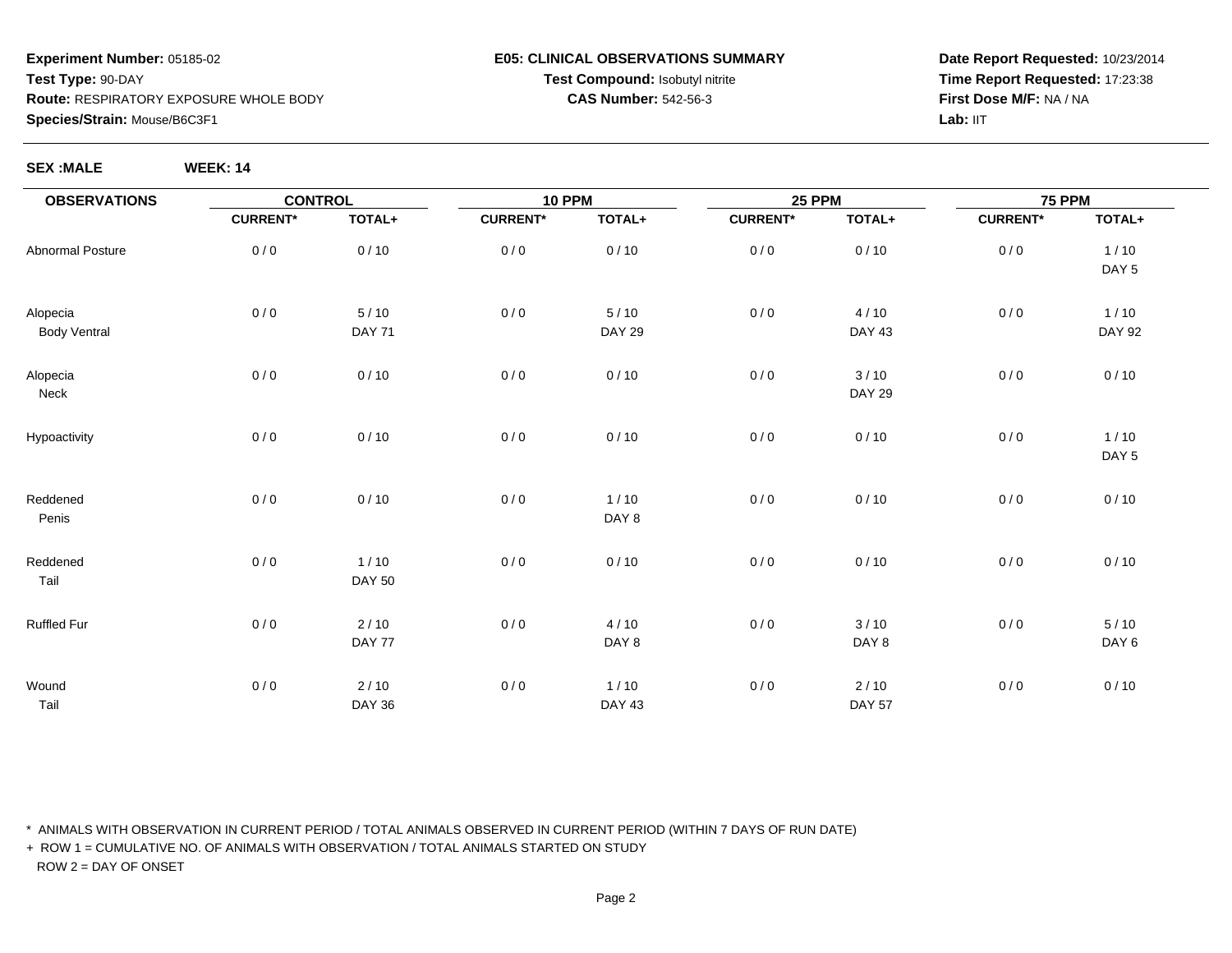**Experiment Number:** 05185-02
**Test Type:** 90-DAY
**Route:** RESPIRATORY EXPOSURE WHOLE BODY
**Species/Strain:** Mouse/B6C3F1

**E05: CLINICAL OBSERVATIONS SUMMARY**
**Test Compound:** Isobutyl nitrite
**CAS Number:** 542-56-3

**Date Report Requested:** 10/23/2014
**Time Report Requested:** 17:23:38
**First Dose M/F:** NA / NA
**Lab:** IIT

**SEX :MALE** **WEEK: 14**

| OBSERVATIONS | CONTROL | | 10 PPM | | 25 PPM | | 75 PPM | |
|---|---|---|---|---|---|---|---|---|
| | CURRENT* | TOTAL+ | CURRENT* | TOTAL+ | CURRENT* | TOTAL+ | CURRENT* | TOTAL+ |
| Abnormal Posture | 0 / 0 | 0 / 10 | 0 / 0 | 0 / 10 | 0 / 0 | 0 / 10 | 0 / 0 | 1 / 10 DAY 5 |
| Alopecia Body Ventral | 0 / 0 | 5 / 10 DAY 71 | 0 / 0 | 5 / 10 DAY 29 | 0 / 0 | 4 / 10 DAY 43 | 0 / 0 | 1 / 10 DAY 92 |
| Alopecia Neck | 0 / 0 | 0 / 10 | 0 / 0 | 0 / 10 | 0 / 0 | 3 / 10 DAY 29 | 0 / 0 | 0 / 10 |
| Hypoactivity | 0 / 0 | 0 / 10 | 0 / 0 | 0 / 10 | 0 / 0 | 0 / 10 | 0 / 0 | 1 / 10 DAY 5 |
| Reddened Penis | 0 / 0 | 0 / 10 | 0 / 0 | 1 / 10 DAY 8 | 0 / 0 | 0 / 10 | 0 / 0 | 0 / 10 |
| Reddened Tail | 0 / 0 | 1 / 10 DAY 50 | 0 / 0 | 0 / 10 | 0 / 0 | 0 / 10 | 0 / 0 | 0 / 10 |
| Ruffled Fur | 0 / 0 | 2 / 10 DAY 77 | 0 / 0 | 4 / 10 DAY 8 | 0 / 0 | 3 / 10 DAY 8 | 0 / 0 | 5 / 10 DAY 6 |
| Wound Tail | 0 / 0 | 2 / 10 DAY 36 | 0 / 0 | 1 / 10 DAY 43 | 0 / 0 | 2 / 10 DAY 57 | 0 / 0 | 0 / 10 |

\* ANIMALS WITH OBSERVATION IN CURRENT PERIOD / TOTAL ANIMALS OBSERVED IN CURRENT PERIOD (WITHIN 7 DAYS OF RUN DATE)
\+ ROW 1 = CUMULATIVE NO. OF ANIMALS WITH OBSERVATION / TOTAL ANIMALS STARTED ON STUDY
ROW 2 = DAY OF ONSET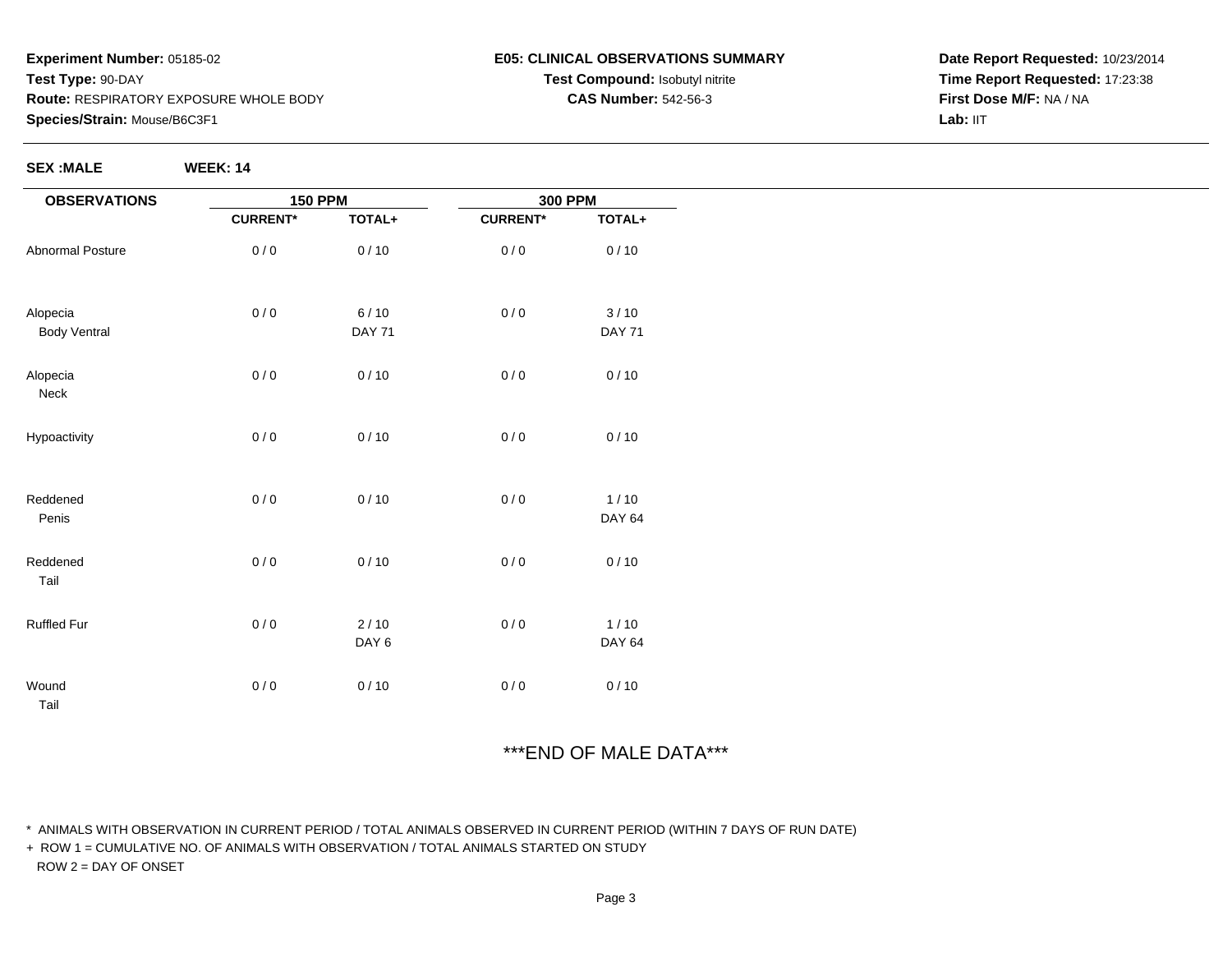**Experiment Number:** 05185-02
**Test Type:** 90-DAY
**Route:** RESPIRATORY EXPOSURE WHOLE BODY
**Species/Strain:** Mouse/B6C3F1

**E05: CLINICAL OBSERVATIONS SUMMARY**
**Test Compound:** Isobutyl nitrite
**CAS Number:** 542-56-3

**Date Report Requested:** 10/23/2014
**Time Report Requested:** 17:23:38
**First Dose M/F:** NA / NA
**Lab:** IIT

**SEX :MALE** **WEEK: 14**

| OBSERVATIONS | 150 PPM | | 300 PPM | |
|---|---|---|---|---|
| | CURRENT* | TOTAL+ | CURRENT* | TOTAL+ |
| Abnormal Posture | 0 / 0 | 0 / 10 | 0 / 0 | 0 / 10 |
| Alopecia<br>Body Ventral | 0 / 0 | 6 / 10<br>DAY 71 | 0 / 0 | 3 / 10<br>DAY 71 |
| Alopecia<br>Neck | 0 / 0 | 0 / 10 | 0 / 0 | 0 / 10 |
| Hypoactivity | 0 / 0 | 0 / 10 | 0 / 0 | 0 / 10 |
| Reddened<br>Penis | 0 / 0 | 0 / 10 | 0 / 0 | 1 / 10<br>DAY 64 |
| Reddened<br>Tail | 0 / 0 | 0 / 10 | 0 / 0 | 0 / 10 |
| Ruffled Fur | 0 / 0 | 2 / 10<br>DAY 6 | 0 / 0 | 1 / 10<br>DAY 64 |
| Wound<br>Tail | 0 / 0 | 0 / 10 | 0 / 0 | 0 / 10 |

***END OF MALE DATA***

* ANIMALS WITH OBSERVATION IN CURRENT PERIOD / TOTAL ANIMALS OBSERVED IN CURRENT PERIOD (WITHIN 7 DAYS OF RUN DATE)
+ ROW 1 = CUMULATIVE NO. OF ANIMALS WITH OBSERVATION / TOTAL ANIMALS STARTED ON STUDY
ROW 2 = DAY OF ONSET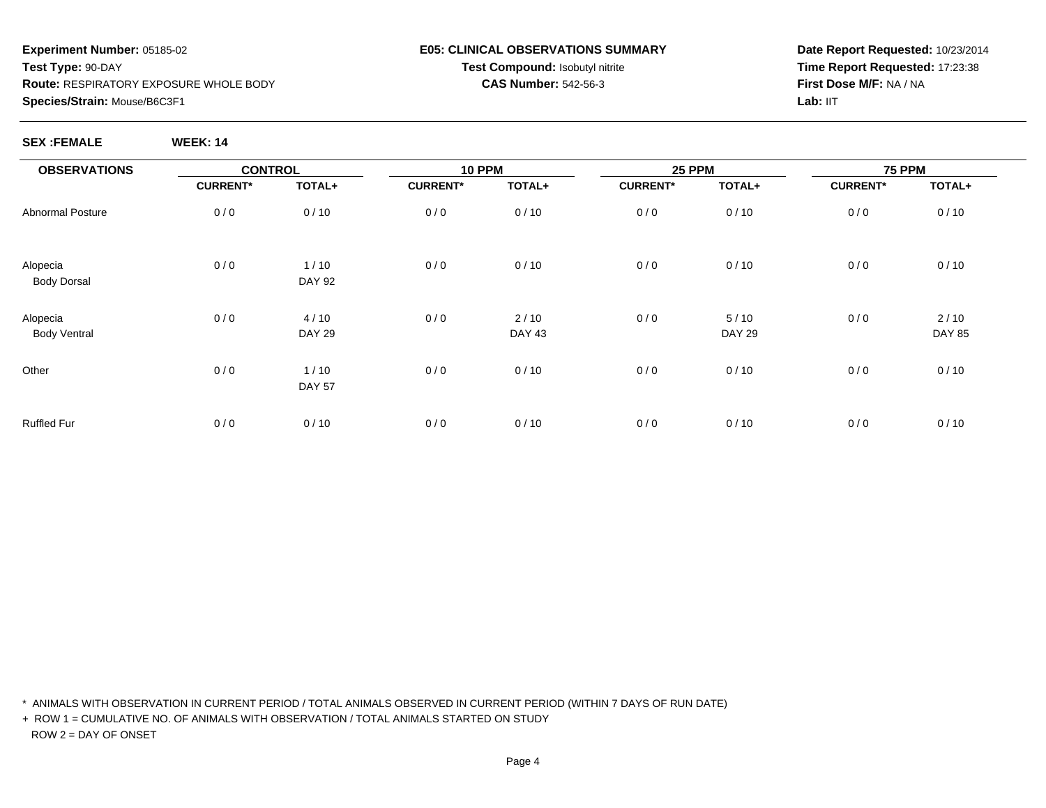**Experiment Number:** 05185-02
**Test Type:** 90-DAY
**Route:** RESPIRATORY EXPOSURE WHOLE BODY
**Species/Strain:** Mouse/B6C3F1

**E05: CLINICAL OBSERVATIONS SUMMARY**
**Test Compound:** Isobutyl nitrite
**CAS Number:** 542-56-3

**Date Report Requested:** 10/23/2014
**Time Report Requested:** 17:23:38
**First Dose M/F:** NA / NA
**Lab:** IIT

**SEX :FEMALE** **WEEK: 14**

| OBSERVATIONS | CONTROL | | 10 PPM | | 25 PPM | | 75 PPM | |
|---|---|---|---|---|---|---|---|---|
| | CURRENT* | TOTAL+ | CURRENT* | TOTAL+ | CURRENT* | TOTAL+ | CURRENT* | TOTAL+ |
| Abnormal Posture | 0 / 0 | 0 / 10 | 0 / 0 | 0 / 10 | 0 / 0 | 0 / 10 | 0 / 0 | 0 / 10 |
| Alopecia | 0 / 0 | 1 / 10 | 0 / 0 | 0 / 10 | 0 / 0 | 0 / 10 | 0 / 0 | 0 / 10 |
| Body Dorsal | | DAY 92 | | | | | | |
| Alopecia | 0 / 0 | 4 / 10 | 0 / 0 | 2 / 10 | 0 / 0 | 5 / 10 | 0 / 0 | 2 / 10 |
| Body Ventral | | DAY 29 | | DAY 43 | | DAY 29 | | DAY 85 |
| Other | 0 / 0 | 1 / 10 | 0 / 0 | 0 / 10 | 0 / 0 | 0 / 10 | 0 / 0 | 0 / 10 |
| | | DAY 57 | | | | | | |
| Ruffled Fur | 0 / 0 | 0 / 10 | 0 / 0 | 0 / 10 | 0 / 0 | 0 / 10 | 0 / 0 | 0 / 10 |

* ANIMALS WITH OBSERVATION IN CURRENT PERIOD / TOTAL ANIMALS OBSERVED IN CURRENT PERIOD (WITHIN 7 DAYS OF RUN DATE)
+ ROW 1 = CUMULATIVE NO. OF ANIMALS WITH OBSERVATION / TOTAL ANIMALS STARTED ON STUDY
ROW 2 = DAY OF ONSET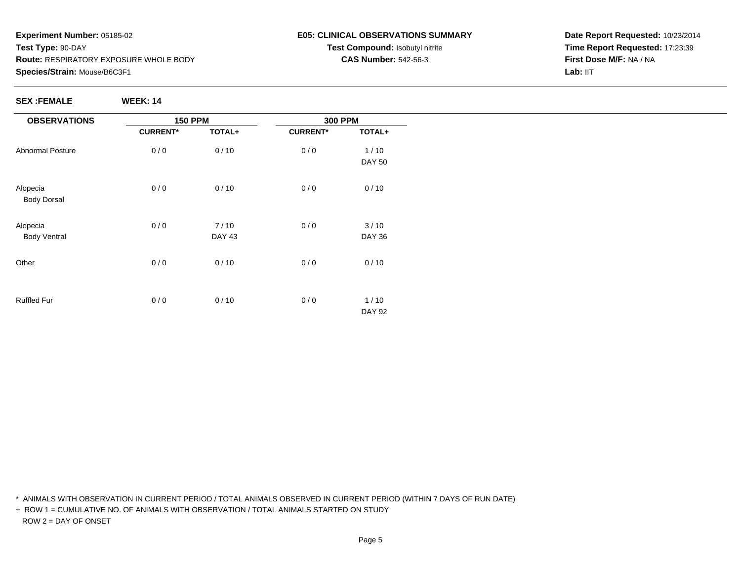**Experiment Number:** 05185-02
**Test Type:** 90-DAY
**Route:** RESPIRATORY EXPOSURE WHOLE BODY
**Species/Strain:** Mouse/B6C3F1

**E05: CLINICAL OBSERVATIONS SUMMARY**
**Test Compound:** Isobutyl nitrite
**CAS Number:** 542-56-3

**Date Report Requested:** 10/23/2014
**Time Report Requested:** 17:23:39
**First Dose M/F:** NA / NA
**Lab:** IIT

**SEX :FEMALE** **WEEK: 14**

| OBSERVATIONS | 150 PPM | | 300 PPM | |
|---|---|---|---|---|
| | CURRENT* | TOTAL+ | CURRENT* | TOTAL+ |
| Abnormal Posture | 0 / 0 | 0 / 10 | 0 / 0 | 1 / 10<br>DAY 50 |
| Alopecia<br>Body Dorsal | 0 / 0 | 0 / 10 | 0 / 0 | 0 / 10 |
| Alopecia<br>Body Ventral | 0 / 0 | 7 / 10<br>DAY 43 | 0 / 0 | 3 / 10<br>DAY 36 |
| Other | 0 / 0 | 0 / 10 | 0 / 0 | 0 / 10 |
| Ruffled Fur | 0 / 0 | 0 / 10 | 0 / 0 | 1 / 10<br>DAY 92 |

\* ANIMALS WITH OBSERVATION IN CURRENT PERIOD / TOTAL ANIMALS OBSERVED IN CURRENT PERIOD (WITHIN 7 DAYS OF RUN DATE)

\+ ROW 1 = CUMULATIVE NO. OF ANIMALS WITH OBSERVATION / TOTAL ANIMALS STARTED ON STUDY
ROW 2 = DAY OF ONSET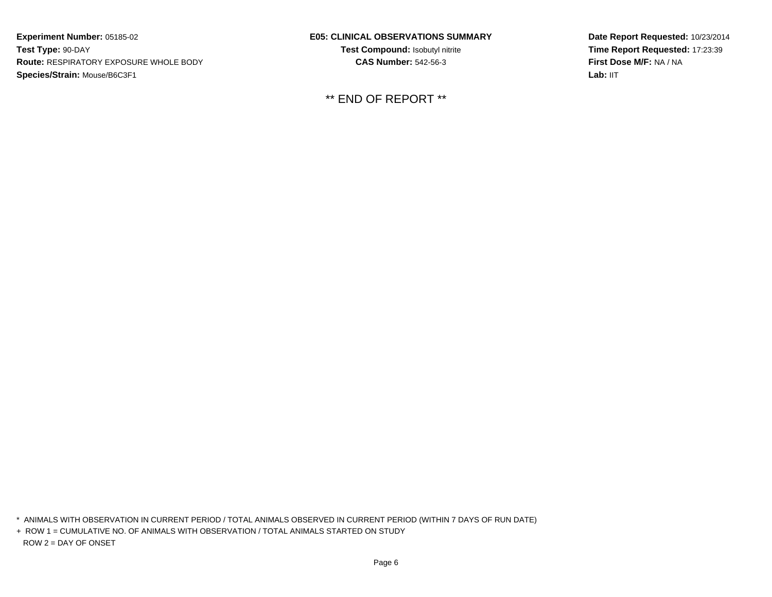**Experiment Number:** 05185-02
**Test Type:** 90-DAY
**Route:** RESPIRATORY EXPOSURE WHOLE BODY
**Species/Strain:** Mouse/B6C3F1

**E05: CLINICAL OBSERVATIONS SUMMARY**
**Test Compound:** Isobutyl nitrite
**CAS Number:** 542-56-3

**Date Report Requested:** 10/23/2014
**Time Report Requested:** 17:23:39
**First Dose M/F:** NA / NA
**Lab:** IIT

** END OF REPORT **

* ANIMALS WITH OBSERVATION IN CURRENT PERIOD / TOTAL ANIMALS OBSERVED IN CURRENT PERIOD (WITHIN 7 DAYS OF RUN DATE)

+ ROW 1 = CUMULATIVE NO. OF ANIMALS WITH OBSERVATION / TOTAL ANIMALS STARTED ON STUDY
ROW 2 = DAY OF ONSET